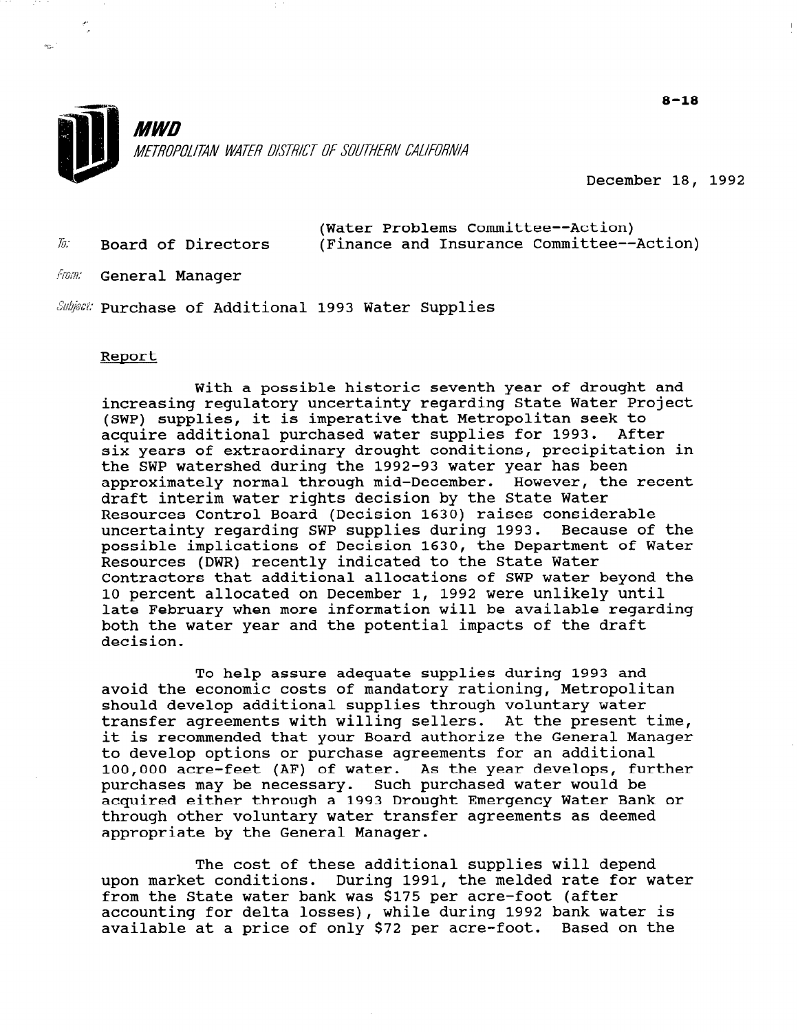8-18

**MWD**

*METROPOLITAN WATER DISTRICT OF SOUTHERN CALIFORNIA*

December 18, 1992

To: Board of Directors (Water Problems Committee--Action) (Finance and Insurance Committee--Action)

From: General Manager

Subject: Purchase of Additional 1993 Water Supplies

## Report

With a possible historic seventh year of drought and increasing regulatory uncertainty regarding State Water Project (SWP) supplies, it is imperative that Metropolitan seek to acquire additional purchased water supplies for 1993. After six years of extraordinary drought conditions, precipitation in the SWP watershed during the 1992-93 water year has been approximately normal through mid-December. However, the recent draft interim water rights decision by the State Water Resources Control Board (Decision 1630) raises considerable uncertainty regarding SWP supplies during 1993. Because of the possible implications of Decision 1630, the Department of Water Resources (DWR) recently indicated to the State Water Contractors that additional allocations of SWP water beyond the 10 percent allocated on December 1, 1992 were unlikely until late February when more information will be available regarding both the water year and the potential impacts of the draft decision.

To help assure adequate supplies during 1993 and avoid the economic costs of mandatory rationing, Metropolitan should develop additional supplies through voluntary water transfer agreements with willing sellers. At the present time, it is recommended that your Board authorize the General Manager to develop options or purchase agreements for an additional 100,000 acre-feet (AF) of water. As the year develops, further purchases may be necessary. Such purchased water would be acquired either through a 1993 Drought Emergency Water Bank or through other voluntary water transfer agreements as deemed appropriate by the General Manager.

The cost of these additional supplies will depend upon market conditions. During 1991, the melded rate for water from the State water bank was $175 per acre-foot (after accounting for delta losses), while during 1992 bank water is available at a price of only $72 per acre-foot. Based on the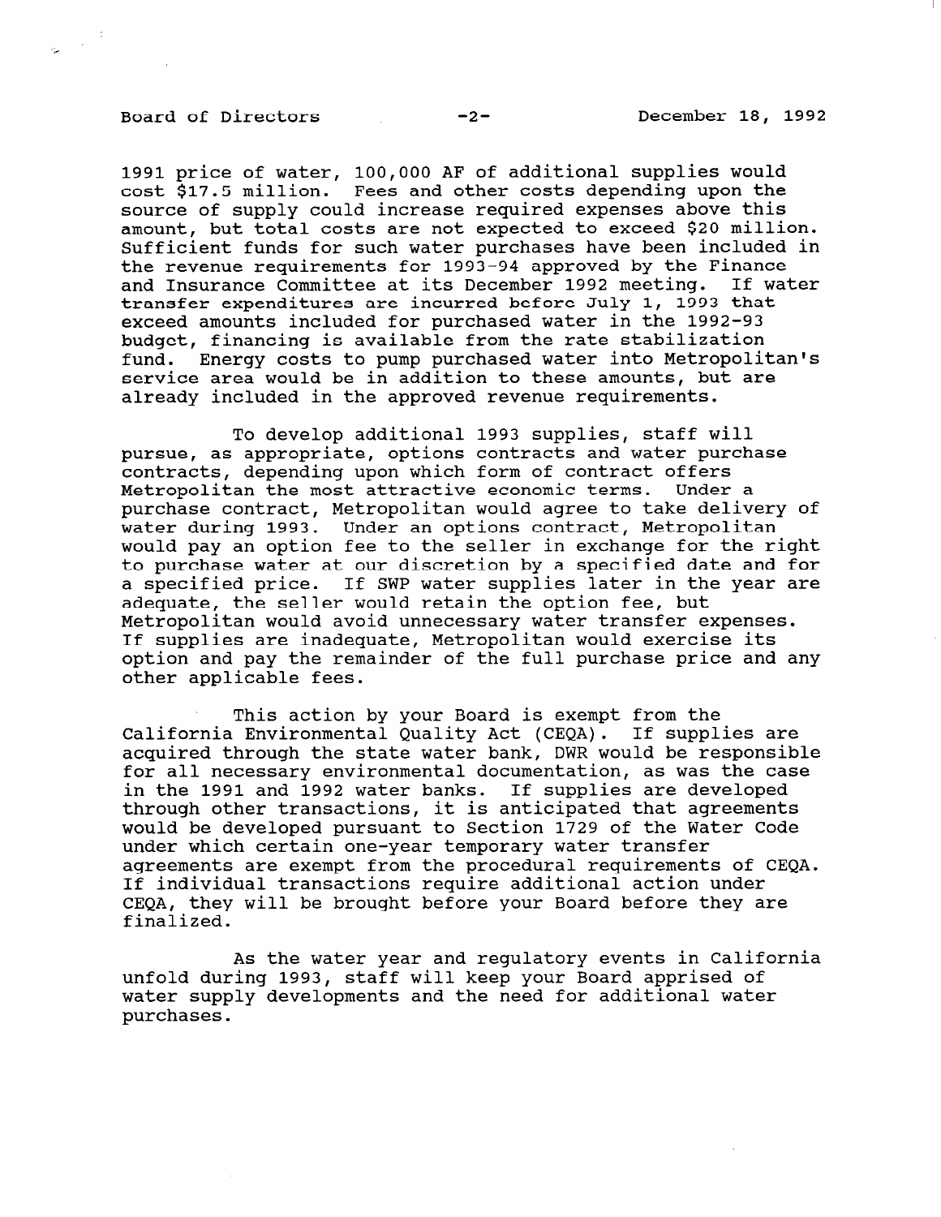1991 price of water, 100,000 AF of additional supplies would cost $17.5 million. Fees and other costs depending upon the source of supply could increase required expenses above this amount, but total costs are not expected to exceed $20 million. Sufficient funds for such water purchases have been included in the revenue requirements for 1993-94 approved by the Finance and Insurance Committee at its December 1992 meeting. If water transfer expenditures are incurred before July 1, 1993 that exceed amounts included for purchased water in the 1992-93 budget, financing is available from the rate stabilization fund. Energy costs to pump purchased water into Metropolitan's service area would be in addition to these amounts, but are already included in the approved revenue requirements.

To develop additional 1993 supplies, staff will pursue, as appropriate, options contracts and water purchase contracts, depending upon which form of contract offers Metropolitan the most attractive economic terms. Under a purchase contract, Metropolitan would agree to take delivery of water during 1993. Under an options contract, Metropolitan would pay an option fee to the seller in exchange for the right to purchase water at our discretion by a specified date and for a specified price. If SWP water supplies later in the year are adequate, the seller would retain the option fee, but Metropolitan would avoid unnecessary water transfer expenses. If supplies are inadequate, Metropolitan would exercise its option and pay the remainder of the full purchase price and any other applicable fees.

This action by your Board is exempt from the California Environmental Quality Act (CEQA). If supplies are acquired through the state water bank, DWR would be responsible for all necessary environmental documentation, as was the case in the 1991 and 1992 water banks. If supplies are developed through other transactions, it is anticipated that agreements would be developed pursuant to Section 1729 of the Water Code under which certain one-year temporary water transfer agreements are exempt from the procedural requirements of CEQA. If individual transactions require additional action under CEQA, they will be brought before your Board before they are finalized.

As the water year and regulatory events in California unfold during 1993, staff will keep your Board apprised of water supply developments and the need for additional water purchases.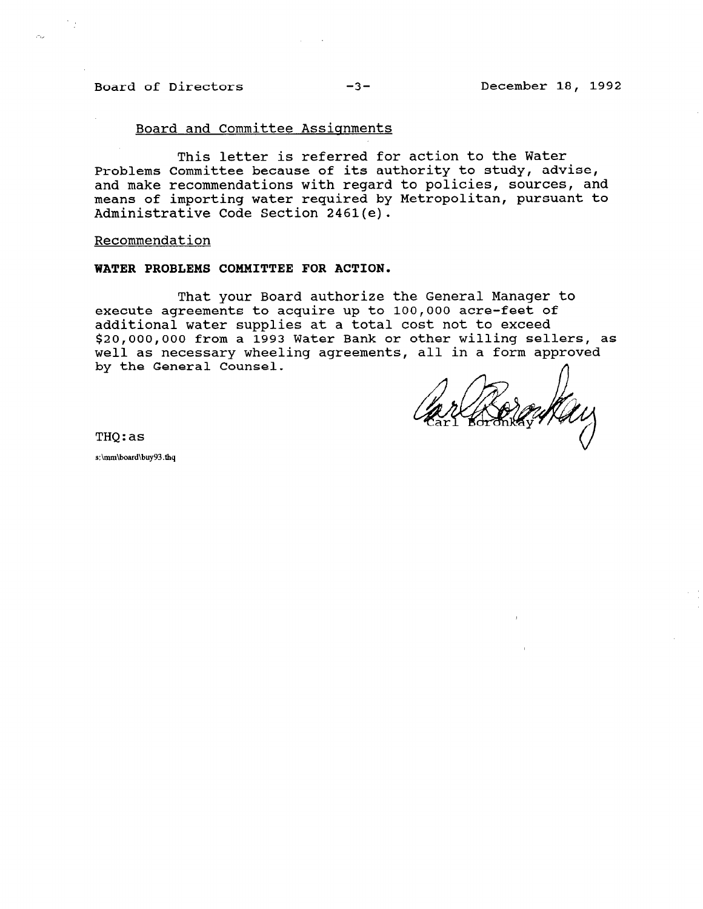Board and Committee Assignments

This letter is referred for action to the Water Problems Committee because of its authority to study, advise, and make recommendations with regard to policies, sources, and means of importing water required by Metropolitan, pursuant to Administrative Code Section 2461(e).

Recommendation

**WATER PROBLEMS COMMITTEE FOR ACTION.**

That your Board authorize the General Manager to execute agreements to acquire up to 100,000 acre-feet of additional water supplies at a total cost not to exceed $20,000,000 from a 1993 Water Bank or other willing sellers, as well as necessary wheeling agreements, all in a form approved by the General Counsel.

Carl Boronkay

THQ:as

s:\mm\board\buy93.thq